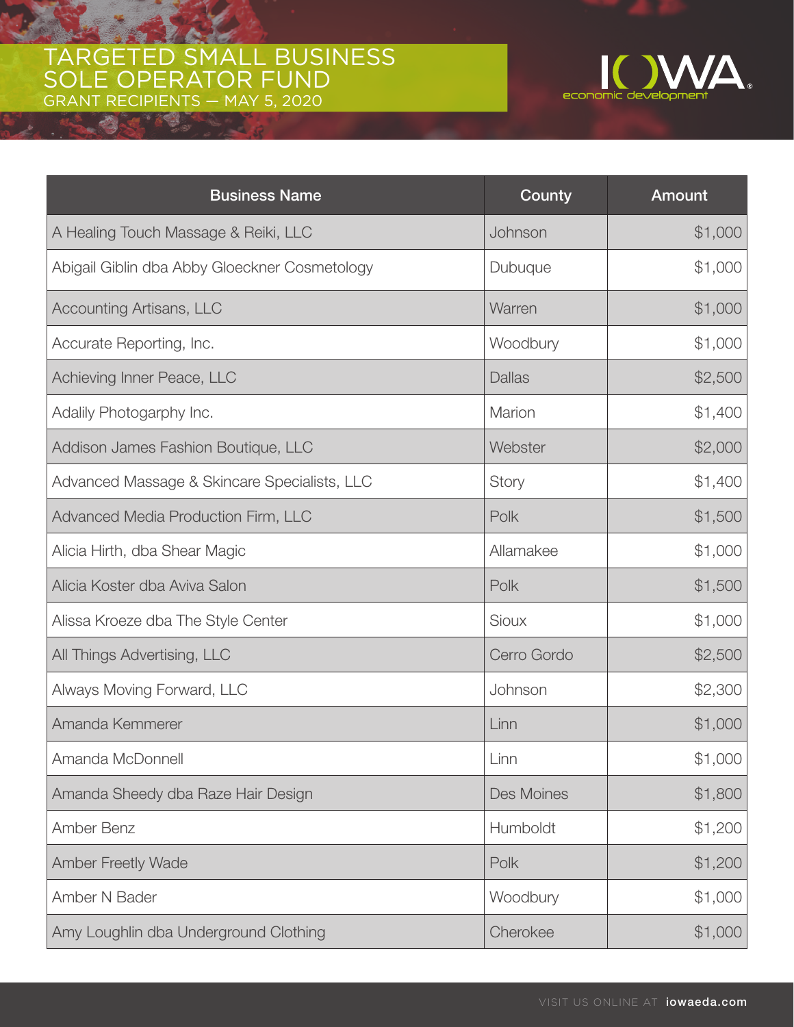# TARGETED SMALL BUSINESS SOLE OPERATOR FUND

GRANT RECIPIENTS — MAY 5, 2020

| Business Name | County | Amount |
| --- | --- | --- |
| A Healing Touch Massage & Reiki, LLC | Johnson | $1,000 |
| Abigail Giblin dba Abby Gloeckner Cosmetology | Dubuque | $1,000 |
| Accounting Artisans, LLC | Warren | $1,000 |
| Accurate Reporting, Inc. | Woodbury | $1,000 |
| Achieving Inner Peace, LLC | Dallas | $2,500 |
| Adalily Photogarphy Inc. | Marion | $1,400 |
| Addison James Fashion Boutique, LLC | Webster | $2,000 |
| Advanced Massage & Skincare Specialists, LLC | Story | $1,400 |
| Advanced Media Production Firm, LLC | Polk | $1,500 |
| Alicia Hirth, dba Shear Magic | Allamakee | $1,000 |
| Alicia Koster dba Aviva Salon | Polk | $1,500 |
| Alissa Kroeze dba The Style Center | Sioux | $1,000 |
| All Things Advertising, LLC | Cerro Gordo | $2,500 |
| Always Moving Forward, LLC | Johnson | $2,300 |
| Amanda Kemmerer | Linn | $1,000 |
| Amanda McDonnell | Linn | $1,000 |
| Amanda Sheedy dba Raze Hair Design | Des Moines | $1,800 |
| Amber Benz | Humboldt | $1,200 |
| Amber Freetly Wade | Polk | $1,200 |
| Amber N Bader | Woodbury | $1,000 |
| Amy Loughlin dba Underground Clothing | Cherokee | $1,000 |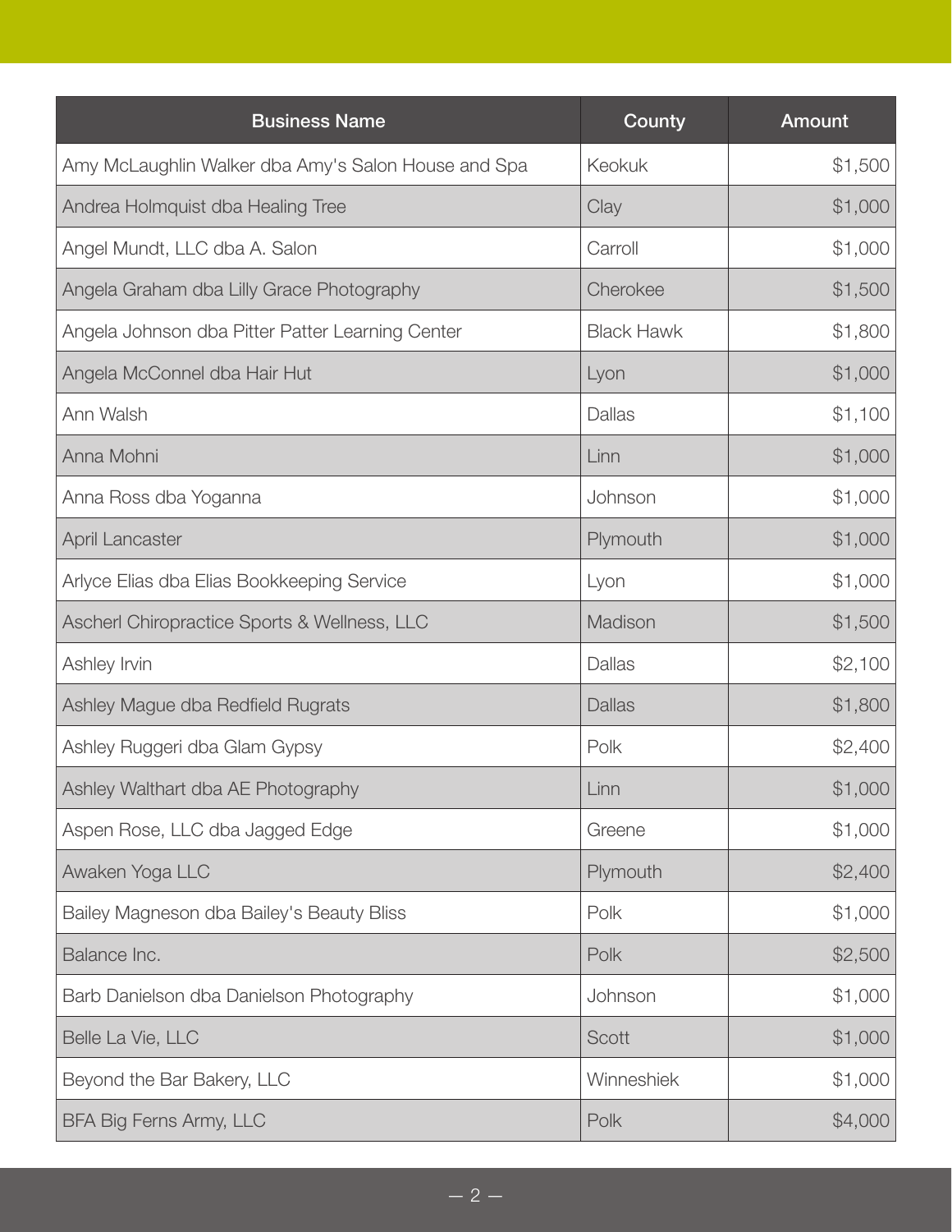| Business Name | County | Amount |
| --- | --- | --- |
| Amy McLaughlin Walker dba Amy's Salon House and Spa | Keokuk | $1,500 |
| Andrea Holmquist dba Healing Tree | Clay | $1,000 |
| Angel Mundt, LLC dba A. Salon | Carroll | $1,000 |
| Angela Graham dba Lilly Grace Photography | Cherokee | $1,500 |
| Angela Johnson dba Pitter Patter Learning Center | Black Hawk | $1,800 |
| Angela McConnel dba Hair Hut | Lyon | $1,000 |
| Ann Walsh | Dallas | $1,100 |
| Anna Mohni | Linn | $1,000 |
| Anna Ross dba Yoganna | Johnson | $1,000 |
| April Lancaster | Plymouth | $1,000 |
| Arlyce Elias dba Elias Bookkeeping Service | Lyon | $1,000 |
| Ascherl Chiropractice Sports & Wellness, LLC | Madison | $1,500 |
| Ashley Irvin | Dallas | $2,100 |
| Ashley Mague dba Redfield Rugrats | Dallas | $1,800 |
| Ashley Ruggeri dba Glam Gypsy | Polk | $2,400 |
| Ashley Walthart dba AE Photography | Linn | $1,000 |
| Aspen Rose, LLC dba Jagged Edge | Greene | $1,000 |
| Awaken Yoga LLC | Plymouth | $2,400 |
| Bailey Magneson dba Bailey's Beauty Bliss | Polk | $1,000 |
| Balance Inc. | Polk | $2,500 |
| Barb Danielson dba Danielson Photography | Johnson | $1,000 |
| Belle La Vie, LLC | Scott | $1,000 |
| Beyond the Bar Bakery, LLC | Winneshiek | $1,000 |
| BFA Big Ferns Army, LLC | Polk | $4,000 |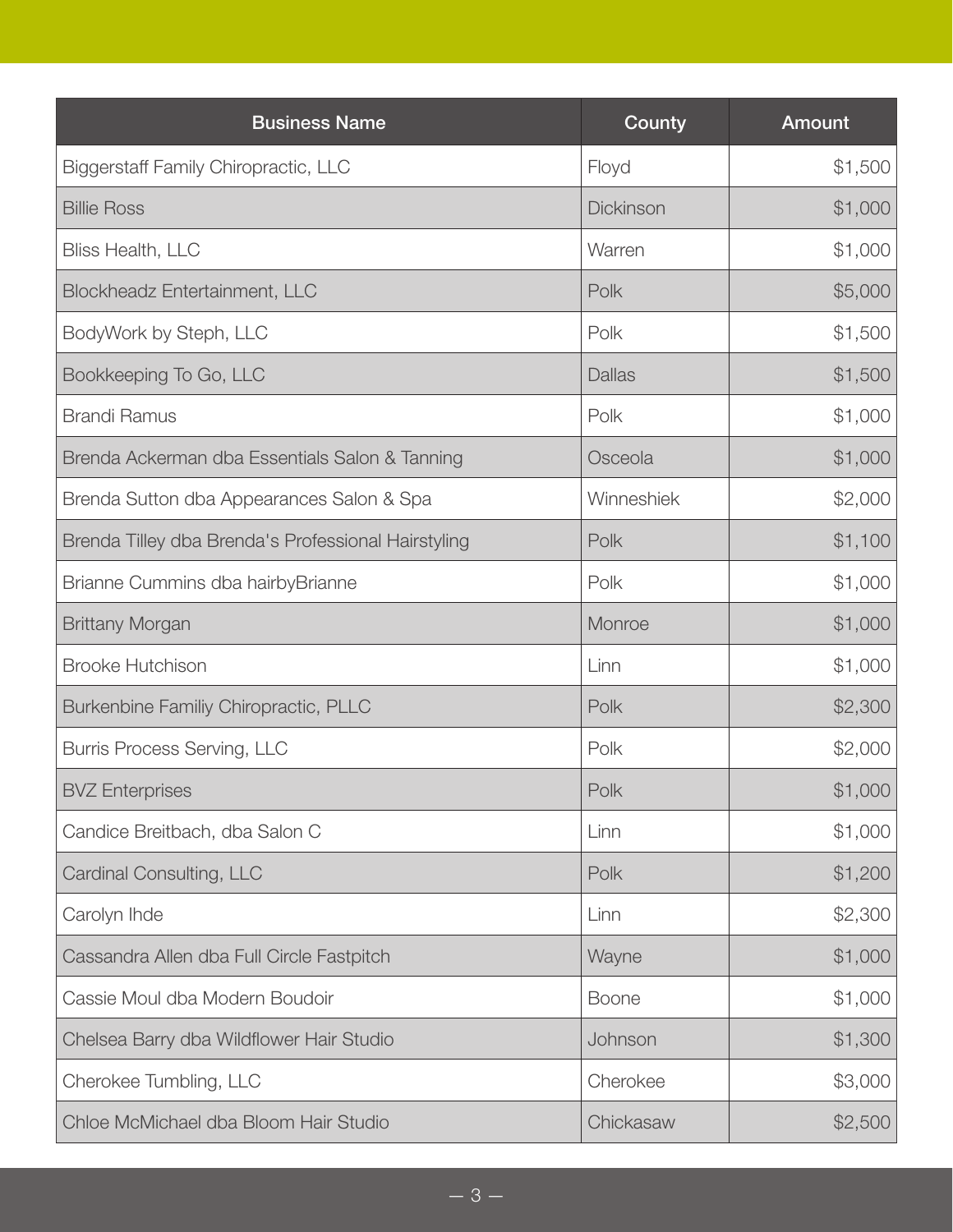| Business Name | County | Amount |
|---|---|---|
| Biggerstaff Family Chiropractic, LLC | Floyd | $1,500 |
| Billie Ross | Dickinson | $1,000 |
| Bliss Health, LLC | Warren | $1,000 |
| Blockheadz Entertainment, LLC | Polk | $5,000 |
| BodyWork by Steph, LLC | Polk | $1,500 |
| Bookkeeping To Go, LLC | Dallas | $1,500 |
| Brandi Ramus | Polk | $1,000 |
| Brenda Ackerman dba Essentials Salon & Tanning | Osceola | $1,000 |
| Brenda Sutton dba Appearances Salon & Spa | Winneshiek | $2,000 |
| Brenda Tilley dba Brenda's Professional Hairstyling | Polk | $1,100 |
| Brianne Cummins dba hairbyBrianne | Polk | $1,000 |
| Brittany Morgan | Monroe | $1,000 |
| Brooke Hutchison | Linn | $1,000 |
| Burkenbine Familiy Chiropractic, PLLC | Polk | $2,300 |
| Burris Process Serving, LLC | Polk | $2,000 |
| BVZ Enterprises | Polk | $1,000 |
| Candice Breitbach, dba Salon C | Linn | $1,000 |
| Cardinal Consulting, LLC | Polk | $1,200 |
| Carolyn Ihde | Linn | $2,300 |
| Cassandra Allen dba Full Circle Fastpitch | Wayne | $1,000 |
| Cassie Moul dba Modern Boudoir | Boone | $1,000 |
| Chelsea Barry dba Wildflower Hair Studio | Johnson | $1,300 |
| Cherokee Tumbling, LLC | Cherokee | $3,000 |
| Chloe McMichael dba Bloom Hair Studio | Chickasaw | $2,500 |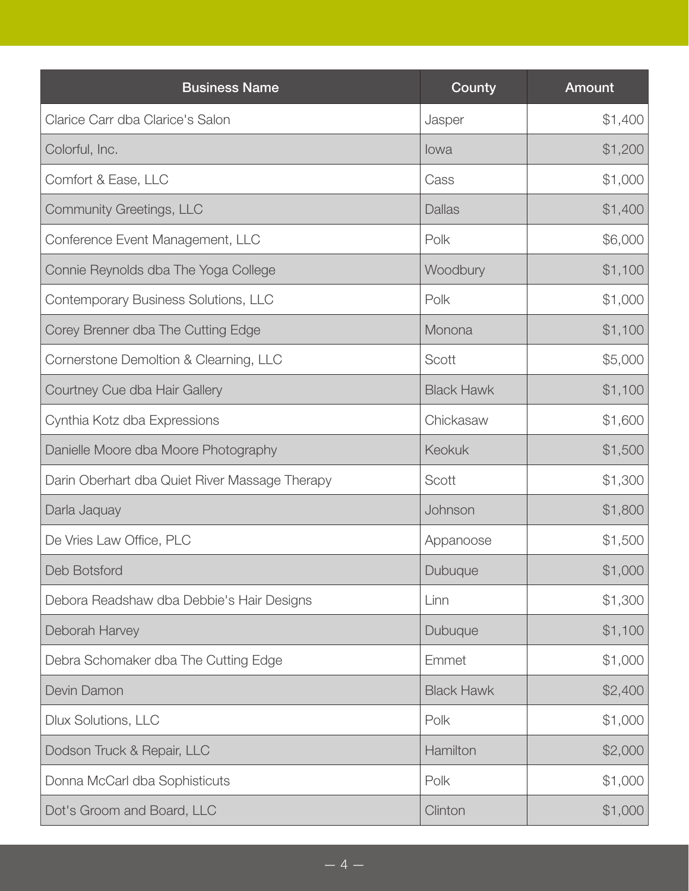| Business Name | County | Amount |
| --- | --- | --- |
| Clarice Carr dba Clarice's Salon | Jasper | $1,400 |
| Colorful, Inc. | Iowa | $1,200 |
| Comfort & Ease, LLC | Cass | $1,000 |
| Community Greetings, LLC | Dallas | $1,400 |
| Conference Event Management, LLC | Polk | $6,000 |
| Connie Reynolds dba The Yoga College | Woodbury | $1,100 |
| Contemporary Business Solutions, LLC | Polk | $1,000 |
| Corey Brenner dba The Cutting Edge | Monona | $1,100 |
| Cornerstone Demoltion & Clearning, LLC | Scott | $5,000 |
| Courtney Cue dba Hair Gallery | Black Hawk | $1,100 |
| Cynthia Kotz dba Expressions | Chickasaw | $1,600 |
| Danielle Moore dba Moore Photography | Keokuk | $1,500 |
| Darin Oberhart dba Quiet River Massage Therapy | Scott | $1,300 |
| Darla Jaquay | Johnson | $1,800 |
| De Vries Law Office, PLC | Appanoose | $1,500 |
| Deb Botsford | Dubuque | $1,000 |
| Debora Readshaw dba Debbie's Hair Designs | Linn | $1,300 |
| Deborah Harvey | Dubuque | $1,100 |
| Debra Schomaker dba The Cutting Edge | Emmet | $1,000 |
| Devin Damon | Black Hawk | $2,400 |
| Dlux Solutions, LLC | Polk | $1,000 |
| Dodson Truck & Repair, LLC | Hamilton | $2,000 |
| Donna McCarl dba Sophisticuts | Polk | $1,000 |
| Dot's Groom and Board, LLC | Clinton | $1,000 |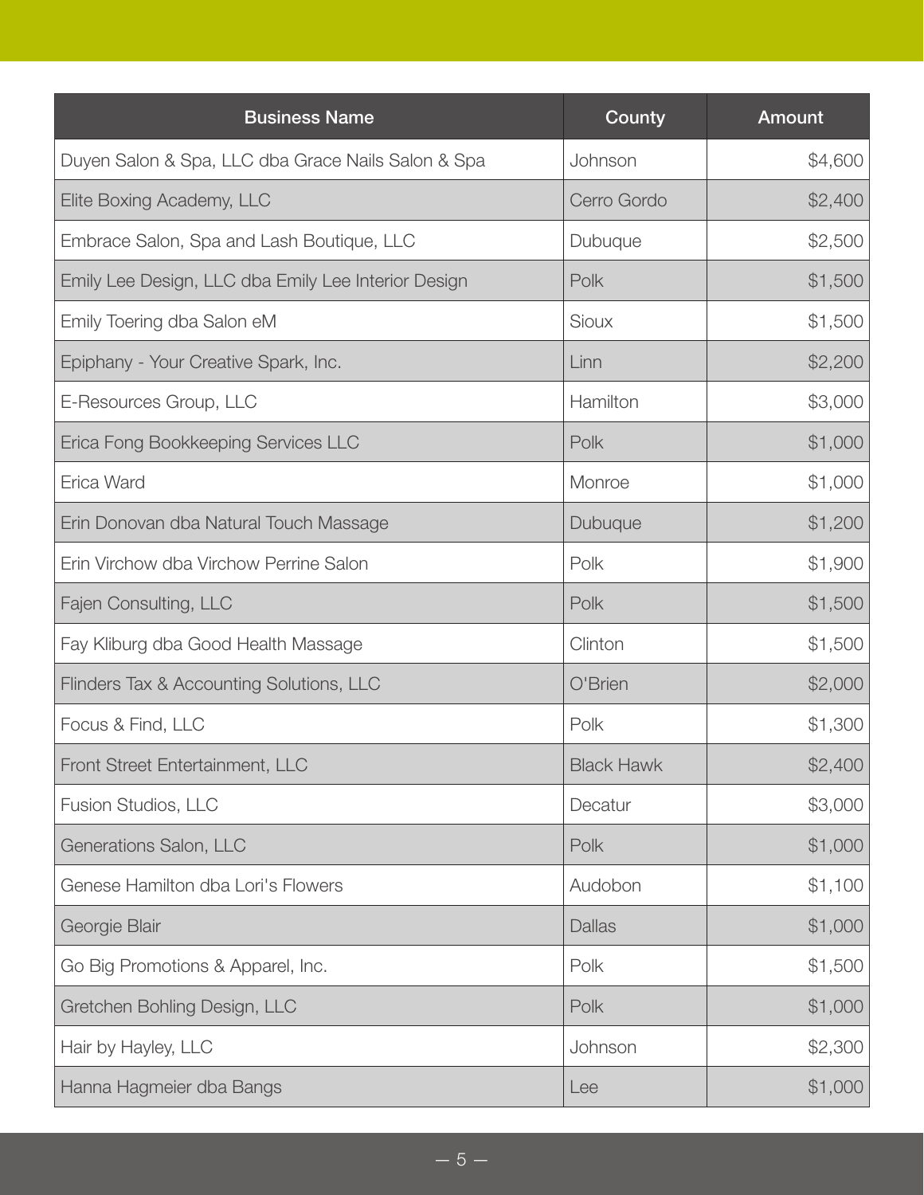| Business Name | County | Amount |
|---|---|---|
| Duyen Salon & Spa, LLC dba Grace Nails Salon & Spa | Johnson | $4,600 |
| Elite Boxing Academy, LLC | Cerro Gordo | $2,400 |
| Embrace Salon, Spa and Lash Boutique, LLC | Dubuque | $2,500 |
| Emily Lee Design, LLC dba Emily Lee Interior Design | Polk | $1,500 |
| Emily Toering dba Salon eM | Sioux | $1,500 |
| Epiphany - Your Creative Spark, Inc. | Linn | $2,200 |
| E-Resources Group, LLC | Hamilton | $3,000 |
| Erica Fong Bookkeeping Services LLC | Polk | $1,000 |
| Erica Ward | Monroe | $1,000 |
| Erin Donovan dba Natural Touch Massage | Dubuque | $1,200 |
| Erin Virchow dba Virchow Perrine Salon | Polk | $1,900 |
| Fajen Consulting, LLC | Polk | $1,500 |
| Fay Kliburg dba Good Health Massage | Clinton | $1,500 |
| Flinders Tax & Accounting Solutions, LLC | O'Brien | $2,000 |
| Focus & Find, LLC | Polk | $1,300 |
| Front Street Entertainment, LLC | Black Hawk | $2,400 |
| Fusion Studios, LLC | Decatur | $3,000 |
| Generations Salon, LLC | Polk | $1,000 |
| Genese Hamilton dba Lori's Flowers | Audobon | $1,100 |
| Georgie Blair | Dallas | $1,000 |
| Go Big Promotions & Apparel, Inc. | Polk | $1,500 |
| Gretchen Bohling Design, LLC | Polk | $1,000 |
| Hair by Hayley, LLC | Johnson | $2,300 |
| Hanna Hagmeier dba Bangs | Lee | $1,000 |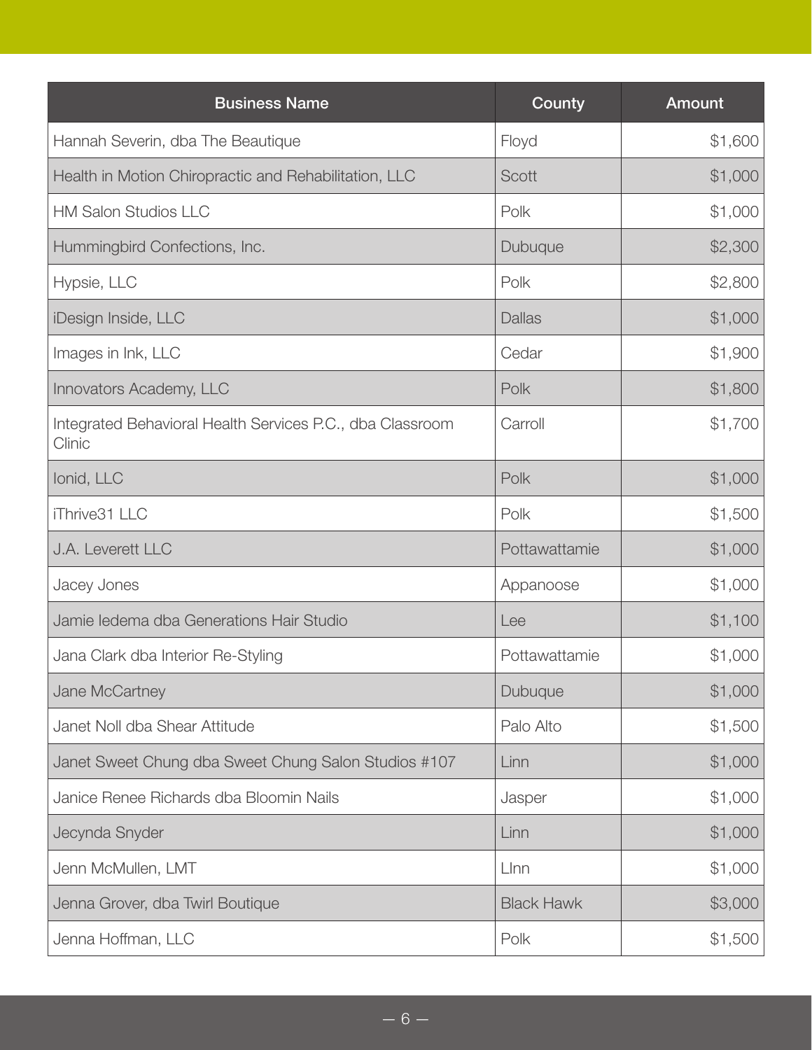| Business Name | County | Amount |
| --- | --- | --- |
| Hannah Severin, dba The Beautique | Floyd | $1,600 |
| Health in Motion Chiropractic and Rehabilitation, LLC | Scott | $1,000 |
| HM Salon Studios LLC | Polk | $1,000 |
| Hummingbird Confections, Inc. | Dubuque | $2,300 |
| Hypsie, LLC | Polk | $2,800 |
| iDesign Inside, LLC | Dallas | $1,000 |
| Images in Ink, LLC | Cedar | $1,900 |
| Innovators Academy, LLC | Polk | $1,800 |
| Integrated Behavioral Health Services P.C., dba Classroom Clinic | Carroll | $1,700 |
| Ionid, LLC | Polk | $1,000 |
| iThrive31 LLC | Polk | $1,500 |
| J.A. Leverett LLC | Pottawattamie | $1,000 |
| Jacey Jones | Appanoose | $1,000 |
| Jamie Iedema dba Generations Hair Studio | Lee | $1,100 |
| Jana Clark dba Interior Re-Styling | Pottawattamie | $1,000 |
| Jane McCartney | Dubuque | $1,000 |
| Janet Noll dba Shear Attitude | Palo Alto | $1,500 |
| Janet Sweet Chung dba Sweet Chung Salon Studios #107 | Linn | $1,000 |
| Janice Renee Richards dba Bloomin Nails | Jasper | $1,000 |
| Jecynda Snyder | Linn | $1,000 |
| Jenn McMullen, LMT | LInn | $1,000 |
| Jenna Grover, dba Twirl Boutique | Black Hawk | $3,000 |
| Jenna Hoffman, LLC | Polk | $1,500 |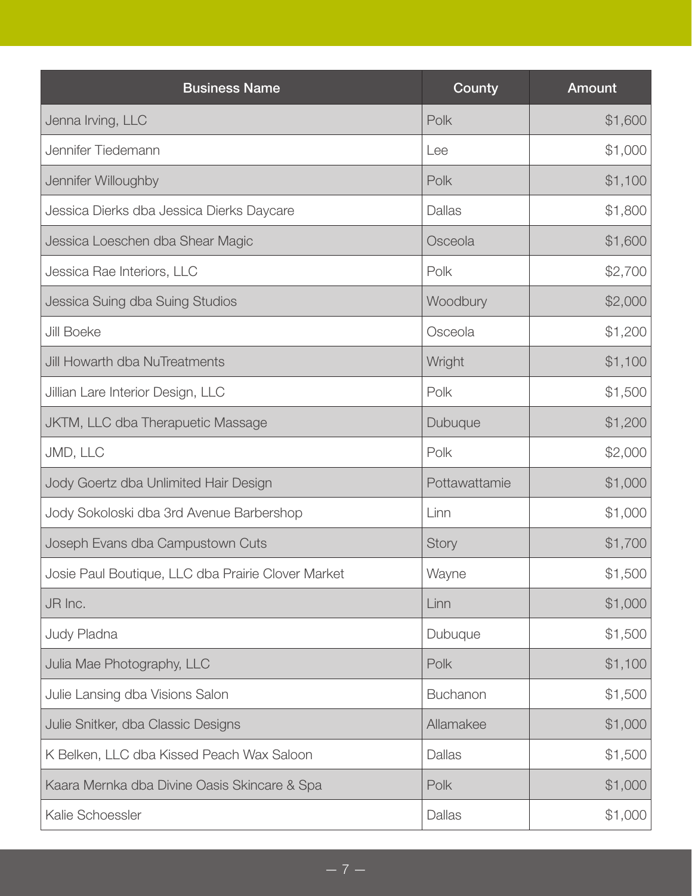| Business Name | County | Amount |
|---|---|---|
| Jenna Irving, LLC | Polk | $1,600 |
| Jennifer Tiedemann | Lee | $1,000 |
| Jennifer Willoughby | Polk | $1,100 |
| Jessica Dierks dba Jessica Dierks Daycare | Dallas | $1,800 |
| Jessica Loeschen dba Shear Magic | Osceola | $1,600 |
| Jessica Rae Interiors, LLC | Polk | $2,700 |
| Jessica Suing dba Suing Studios | Woodbury | $2,000 |
| Jill Boeke | Osceola | $1,200 |
| Jill Howarth dba NuTreatments | Wright | $1,100 |
| Jillian Lare Interior Design, LLC | Polk | $1,500 |
| JKTM, LLC dba Therapuetic Massage | Dubuque | $1,200 |
| JMD, LLC | Polk | $2,000 |
| Jody Goertz dba Unlimited Hair Design | Pottawattamie | $1,000 |
| Jody Sokoloski dba 3rd Avenue Barbershop | Linn | $1,000 |
| Joseph Evans dba Campustown Cuts | Story | $1,700 |
| Josie Paul Boutique, LLC dba Prairie Clover Market | Wayne | $1,500 |
| JR Inc. | Linn | $1,000 |
| Judy Pladna | Dubuque | $1,500 |
| Julia Mae Photography, LLC | Polk | $1,100 |
| Julie Lansing dba Visions Salon | Buchanon | $1,500 |
| Julie Snitker, dba Classic Designs | Allamakee | $1,000 |
| K Belken, LLC dba Kissed Peach Wax Saloon | Dallas | $1,500 |
| Kaara Mernka dba Divine Oasis Skincare & Spa | Polk | $1,000 |
| Kalie Schoessler | Dallas | $1,000 |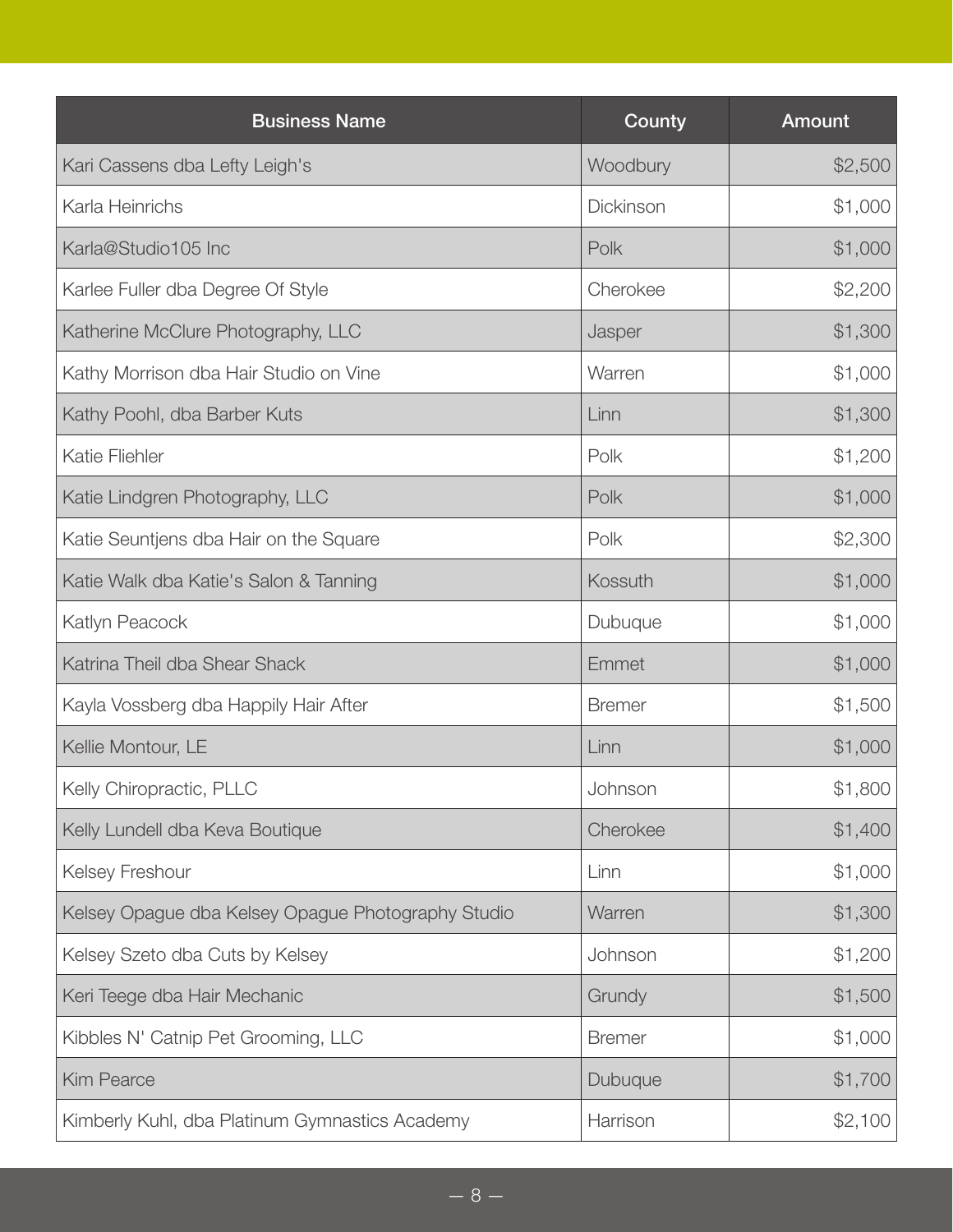| Business Name | County | Amount |
|---|---|---|
| Kari Cassens dba Lefty Leigh's | Woodbury | $2,500 |
| Karla Heinrichs | Dickinson | $1,000 |
| Karla@Studio105 Inc | Polk | $1,000 |
| Karlee Fuller dba Degree Of Style | Cherokee | $2,200 |
| Katherine McClure Photography, LLC | Jasper | $1,300 |
| Kathy Morrison dba Hair Studio on Vine | Warren | $1,000 |
| Kathy Poohl, dba Barber Kuts | Linn | $1,300 |
| Katie Fliehler | Polk | $1,200 |
| Katie Lindgren Photography, LLC | Polk | $1,000 |
| Katie Seuntjens dba Hair on the Square | Polk | $2,300 |
| Katie Walk dba Katie's Salon & Tanning | Kossuth | $1,000 |
| Katlyn Peacock | Dubuque | $1,000 |
| Katrina Theil dba Shear Shack | Emmet | $1,000 |
| Kayla Vossberg dba Happily Hair After | Bremer | $1,500 |
| Kellie Montour, LE | Linn | $1,000 |
| Kelly Chiropractic, PLLC | Johnson | $1,800 |
| Kelly Lundell dba Keva Boutique | Cherokee | $1,400 |
| Kelsey Freshour | Linn | $1,000 |
| Kelsey Opague dba Kelsey Opague Photography Studio | Warren | $1,300 |
| Kelsey Szeto dba Cuts by Kelsey | Johnson | $1,200 |
| Keri Teege dba Hair Mechanic | Grundy | $1,500 |
| Kibbles N' Catnip Pet Grooming, LLC | Bremer | $1,000 |
| Kim Pearce | Dubuque | $1,700 |
| Kimberly Kuhl, dba Platinum Gymnastics Academy | Harrison | $2,100 |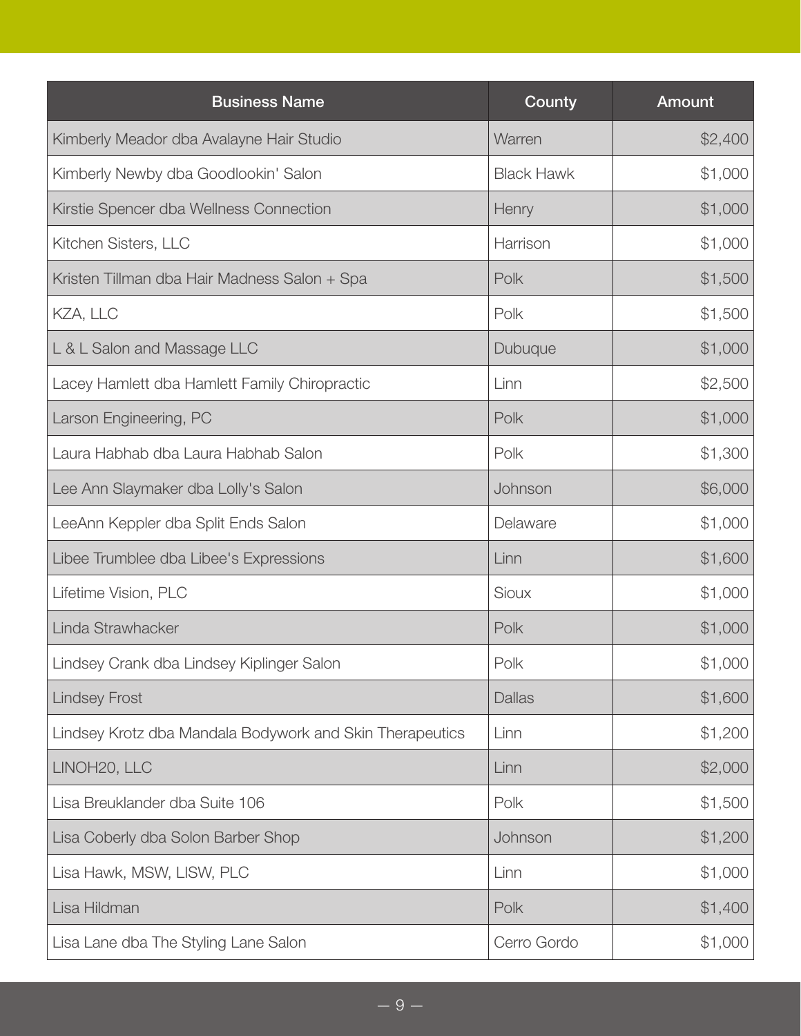| Business Name | County | Amount |
| --- | --- | --- |
| Kimberly Meador dba Avalayne Hair Studio | Warren | $2,400 |
| Kimberly Newby dba Goodlookin' Salon | Black Hawk | $1,000 |
| Kirstie Spencer dba Wellness Connection | Henry | $1,000 |
| Kitchen Sisters, LLC | Harrison | $1,000 |
| Kristen Tillman dba Hair Madness Salon + Spa | Polk | $1,500 |
| KZA, LLC | Polk | $1,500 |
| L & L Salon and Massage LLC | Dubuque | $1,000 |
| Lacey Hamlett dba Hamlett Family Chiropractic | Linn | $2,500 |
| Larson Engineering, PC | Polk | $1,000 |
| Laura Habhab dba Laura Habhab Salon | Polk | $1,300 |
| Lee Ann Slaymaker dba Lolly's Salon | Johnson | $6,000 |
| LeeAnn Keppler dba Split Ends Salon | Delaware | $1,000 |
| Libee Trumblee dba Libee's Expressions | Linn | $1,600 |
| Lifetime Vision, PLC | Sioux | $1,000 |
| Linda Strawhacker | Polk | $1,000 |
| Lindsey Crank dba Lindsey Kiplinger Salon | Polk | $1,000 |
| Lindsey Frost | Dallas | $1,600 |
| Lindsey Krotz dba Mandala Bodywork and Skin Therapeutics | Linn | $1,200 |
| LINOH20, LLC | Linn | $2,000 |
| Lisa Breuklander dba Suite 106 | Polk | $1,500 |
| Lisa Coberly dba Solon Barber Shop | Johnson | $1,200 |
| Lisa Hawk, MSW, LISW, PLC | Linn | $1,000 |
| Lisa Hildman | Polk | $1,400 |
| Lisa Lane dba The Styling Lane Salon | Cerro Gordo | $1,000 |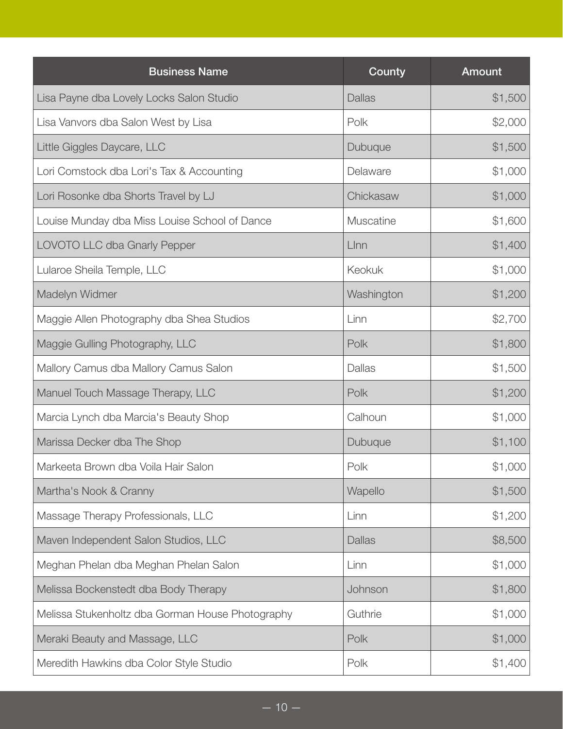| Business Name | County | Amount |
|---|---|---|
| Lisa Payne dba Lovely Locks Salon Studio | Dallas | $1,500 |
| Lisa Vanvors dba Salon West by Lisa | Polk | $2,000 |
| Little Giggles Daycare, LLC | Dubuque | $1,500 |
| Lori Comstock dba Lori's Tax & Accounting | Delaware | $1,000 |
| Lori Rosonke dba Shorts Travel by LJ | Chickasaw | $1,000 |
| Louise Munday dba Miss Louise School of Dance | Muscatine | $1,600 |
| LOVOTO LLC dba Gnarly Pepper | LInn | $1,400 |
| Lularoe Sheila Temple, LLC | Keokuk | $1,000 |
| Madelyn Widmer | Washington | $1,200 |
| Maggie Allen Photography dba Shea Studios | Linn | $2,700 |
| Maggie Gulling Photography, LLC | Polk | $1,800 |
| Mallory Camus dba Mallory Camus Salon | Dallas | $1,500 |
| Manuel Touch Massage Therapy, LLC | Polk | $1,200 |
| Marcia Lynch dba Marcia's Beauty Shop | Calhoun | $1,000 |
| Marissa Decker dba The Shop | Dubuque | $1,100 |
| Markeeta Brown dba Voila Hair Salon | Polk | $1,000 |
| Martha's Nook & Cranny | Wapello | $1,500 |
| Massage Therapy Professionals, LLC | Linn | $1,200 |
| Maven Independent Salon Studios, LLC | Dallas | $8,500 |
| Meghan Phelan dba Meghan Phelan Salon | Linn | $1,000 |
| Melissa Bockenstedt dba Body Therapy | Johnson | $1,800 |
| Melissa Stukenholtz dba Gorman House Photography | Guthrie | $1,000 |
| Meraki Beauty and Massage, LLC | Polk | $1,000 |
| Meredith Hawkins dba Color Style Studio | Polk | $1,400 |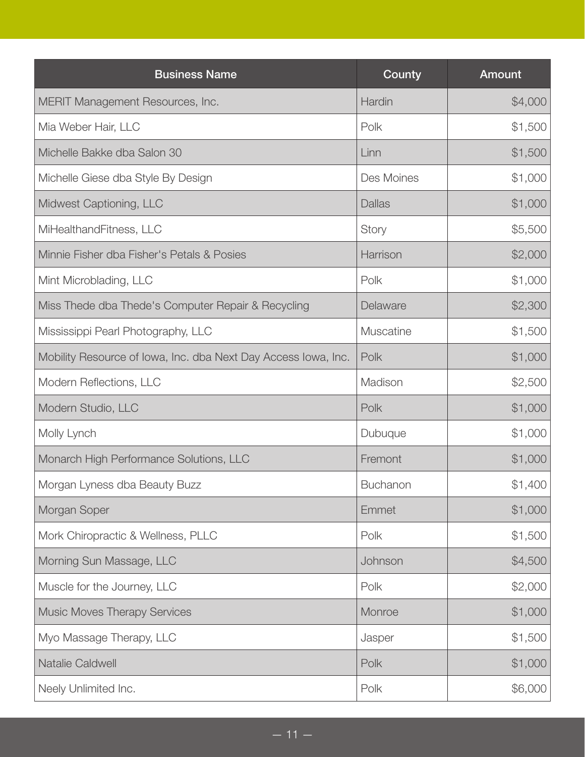| Business Name | County | Amount |
|---|---|---|
| MERIT Management Resources, Inc. | Hardin | $4,000 |
| Mia Weber Hair, LLC | Polk | $1,500 |
| Michelle Bakke dba Salon 30 | Linn | $1,500 |
| Michelle Giese dba Style By Design | Des Moines | $1,000 |
| Midwest Captioning, LLC | Dallas | $1,000 |
| MiHealthandFitness, LLC | Story | $5,500 |
| Minnie Fisher dba Fisher's Petals & Posies | Harrison | $2,000 |
| Mint Microblading, LLC | Polk | $1,000 |
| Miss Thede dba Thede's Computer Repair & Recycling | Delaware | $2,300 |
| Mississippi Pearl Photography, LLC | Muscatine | $1,500 |
| Mobility Resource of Iowa, Inc. dba Next Day Access Iowa, Inc. | Polk | $1,000 |
| Modern Reflections, LLC | Madison | $2,500 |
| Modern Studio, LLC | Polk | $1,000 |
| Molly Lynch | Dubuque | $1,000 |
| Monarch High Performance Solutions, LLC | Fremont | $1,000 |
| Morgan Lyness dba Beauty Buzz | Buchanon | $1,400 |
| Morgan Soper | Emmet | $1,000 |
| Mork Chiropractic & Wellness, PLLC | Polk | $1,500 |
| Morning Sun Massage, LLC | Johnson | $4,500 |
| Muscle for the Journey, LLC | Polk | $2,000 |
| Music Moves Therapy Services | Monroe | $1,000 |
| Myo Massage Therapy, LLC | Jasper | $1,500 |
| Natalie Caldwell | Polk | $1,000 |
| Neely Unlimited Inc. | Polk | $6,000 |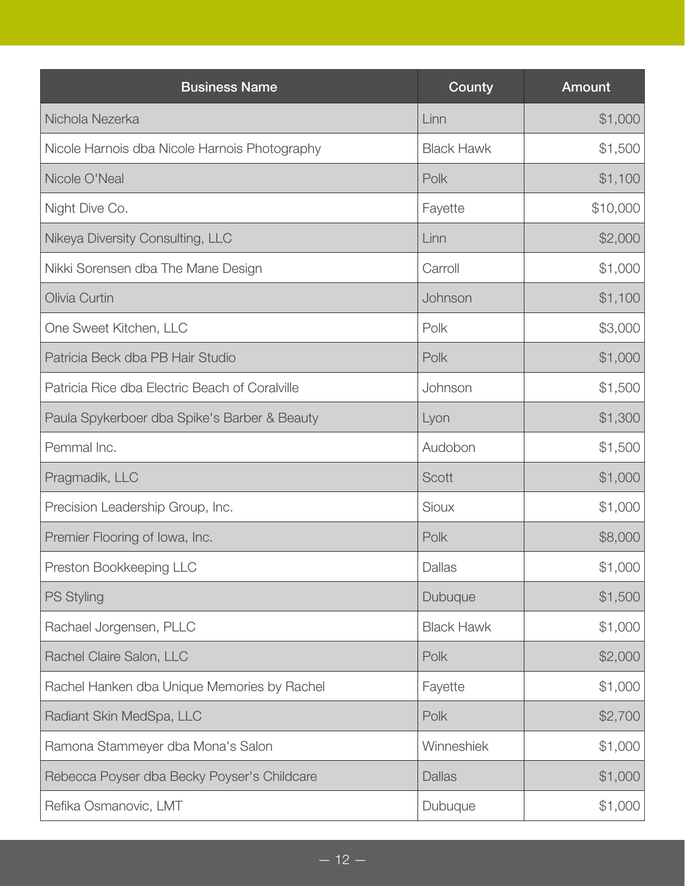| Business Name | County | Amount |
|---|---|---|
| Nichola Nezerka | Linn | $1,000 |
| Nicole Harnois dba Nicole Harnois Photography | Black Hawk | $1,500 |
| Nicole O'Neal | Polk | $1,100 |
| Night Dive Co. | Fayette | $10,000 |
| Nikeya Diversity Consulting, LLC | Linn | $2,000 |
| Nikki Sorensen dba The Mane Design | Carroll | $1,000 |
| Olivia Curtin | Johnson | $1,100 |
| One Sweet Kitchen, LLC | Polk | $3,000 |
| Patricia Beck dba PB Hair Studio | Polk | $1,000 |
| Patricia Rice dba Electric Beach of Coralville | Johnson | $1,500 |
| Paula Spykerboer dba Spike's Barber & Beauty | Lyon | $1,300 |
| Pemmal Inc. | Audobon | $1,500 |
| Pragmadik, LLC | Scott | $1,000 |
| Precision Leadership Group, Inc. | Sioux | $1,000 |
| Premier Flooring of Iowa, Inc. | Polk | $8,000 |
| Preston Bookkeeping LLC | Dallas | $1,000 |
| PS Styling | Dubuque | $1,500 |
| Rachael Jorgensen, PLLC | Black Hawk | $1,000 |
| Rachel Claire Salon, LLC | Polk | $2,000 |
| Rachel Hanken dba Unique Memories by Rachel | Fayette | $1,000 |
| Radiant Skin MedSpa, LLC | Polk | $2,700 |
| Ramona Stammeyer dba Mona's Salon | Winneshiek | $1,000 |
| Rebecca Poyser dba Becky Poyser's Childcare | Dallas | $1,000 |
| Refika Osmanovic, LMT | Dubuque | $1,000 |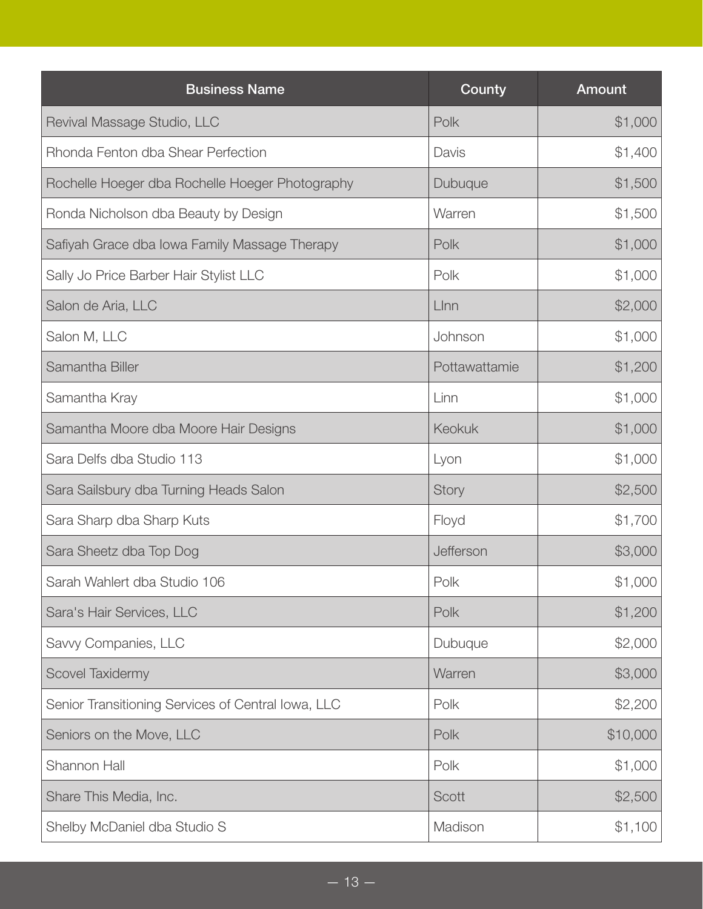| Business Name | County | Amount |
| --- | --- | --- |
| Revival Massage Studio, LLC | Polk | $1,000 |
| Rhonda Fenton dba Shear Perfection | Davis | $1,400 |
| Rochelle Hoeger dba Rochelle Hoeger Photography | Dubuque | $1,500 |
| Ronda Nicholson dba Beauty by Design | Warren | $1,500 |
| Safiyah Grace dba Iowa Family Massage Therapy | Polk | $1,000 |
| Sally Jo Price Barber Hair Stylist LLC | Polk | $1,000 |
| Salon de Aria, LLC | LInn | $2,000 |
| Salon M, LLC | Johnson | $1,000 |
| Samantha Biller | Pottawattamie | $1,200 |
| Samantha Kray | Linn | $1,000 |
| Samantha Moore dba Moore Hair Designs | Keokuk | $1,000 |
| Sara Delfs dba Studio 113 | Lyon | $1,000 |
| Sara Sailsbury dba Turning Heads Salon | Story | $2,500 |
| Sara Sharp dba Sharp Kuts | Floyd | $1,700 |
| Sara Sheetz dba Top Dog | Jefferson | $3,000 |
| Sarah Wahlert dba Studio 106 | Polk | $1,000 |
| Sara's Hair Services, LLC | Polk | $1,200 |
| Savvy Companies, LLC | Dubuque | $2,000 |
| Scovel Taxidermy | Warren | $3,000 |
| Senior Transitioning Services of Central Iowa, LLC | Polk | $2,200 |
| Seniors on the Move, LLC | Polk | $10,000 |
| Shannon Hall | Polk | $1,000 |
| Share This Media, Inc. | Scott | $2,500 |
| Shelby McDaniel dba Studio S | Madison | $1,100 |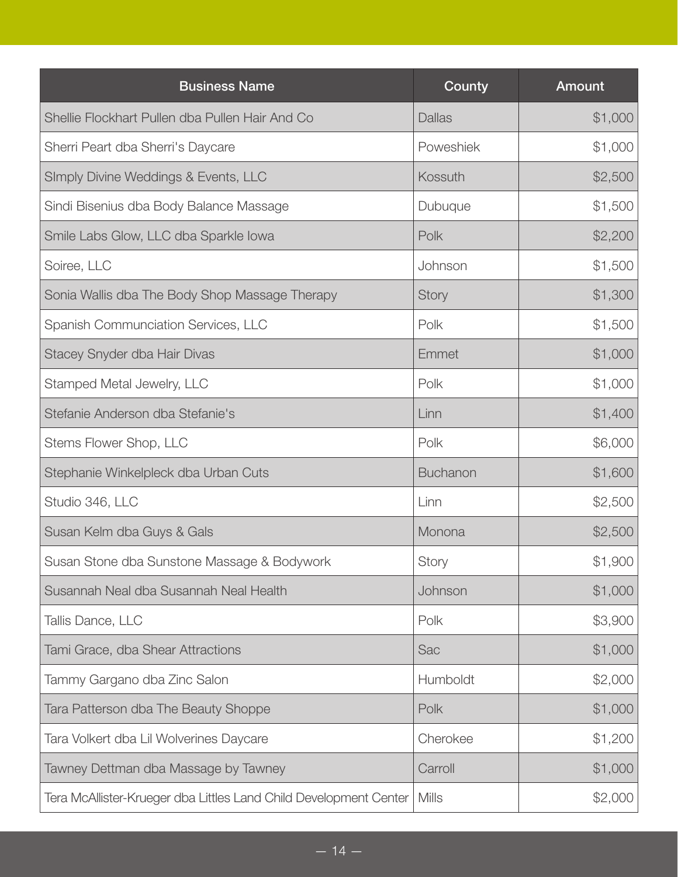| Business Name | County | Amount |
| --- | --- | --- |
| Shellie Flockhart Pullen dba Pullen Hair And Co | Dallas | $1,000 |
| Sherri Peart dba Sherri's Daycare | Poweshiek | $1,000 |
| SImply Divine Weddings & Events, LLC | Kossuth | $2,500 |
| Sindi Bisenius dba Body Balance Massage | Dubuque | $1,500 |
| Smile Labs Glow, LLC dba Sparkle Iowa | Polk | $2,200 |
| Soiree, LLC | Johnson | $1,500 |
| Sonia Wallis dba The Body Shop Massage Therapy | Story | $1,300 |
| Spanish Communciation Services, LLC | Polk | $1,500 |
| Stacey Snyder dba Hair Divas | Emmet | $1,000 |
| Stamped Metal Jewelry, LLC | Polk | $1,000 |
| Stefanie Anderson dba Stefanie's | Linn | $1,400 |
| Stems Flower Shop, LLC | Polk | $6,000 |
| Stephanie Winkelpleck dba Urban Cuts | Buchanon | $1,600 |
| Studio 346, LLC | Linn | $2,500 |
| Susan Kelm dba Guys & Gals | Monona | $2,500 |
| Susan Stone dba Sunstone Massage & Bodywork | Story | $1,900 |
| Susannah Neal dba Susannah Neal Health | Johnson | $1,000 |
| Tallis Dance, LLC | Polk | $3,900 |
| Tami Grace, dba Shear Attractions | Sac | $1,000 |
| Tammy Gargano dba Zinc Salon | Humboldt | $2,000 |
| Tara Patterson dba The Beauty Shoppe | Polk | $1,000 |
| Tara Volkert dba Lil Wolverines Daycare | Cherokee | $1,200 |
| Tawney Dettman dba Massage by Tawney | Carroll | $1,000 |
| Tera McAllister-Krueger dba Littles Land Child Development Center | Mills | $2,000 |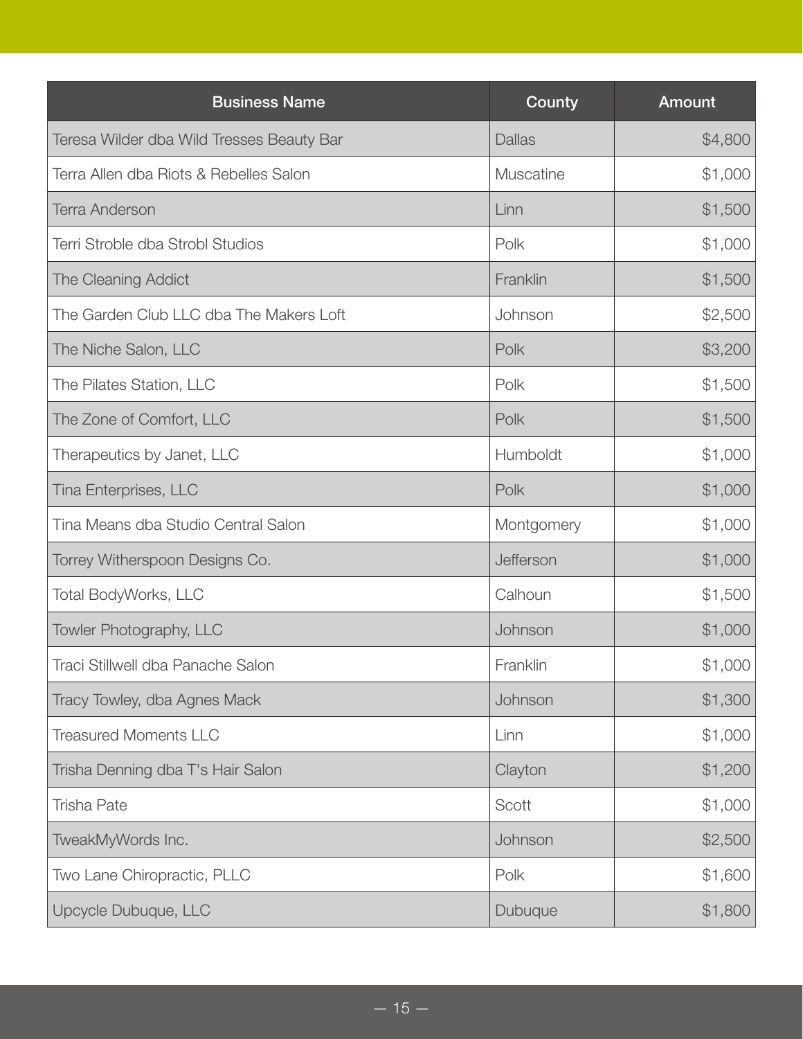| Business Name | County | Amount |
| --- | --- | ---: |
| Teresa Wilder dba Wild Tresses Beauty Bar | Dallas | $4,800 |
| Terra Allen dba Riots & Rebelles Salon | Muscatine | $1,000 |
| Terra Anderson | Linn | $1,500 |
| Terri Stroble dba Strobl Studios | Polk | $1,000 |
| The Cleaning Addict | Franklin | $1,500 |
| The Garden Club LLC dba The Makers Loft | Johnson | $2,500 |
| The Niche Salon, LLC | Polk | $3,200 |
| The Pilates Station, LLC | Polk | $1,500 |
| The Zone of Comfort, LLC | Polk | $1,500 |
| Therapeutics by Janet, LLC | Humboldt | $1,000 |
| Tina Enterprises, LLC | Polk | $1,000 |
| Tina Means dba Studio Central Salon | Montgomery | $1,000 |
| Torrey Witherspoon Designs Co. | Jefferson | $1,000 |
| Total BodyWorks, LLC | Calhoun | $1,500 |
| Towler Photography, LLC | Johnson | $1,000 |
| Traci Stillwell dba Panache Salon | Franklin | $1,000 |
| Tracy Towley, dba Agnes Mack | Johnson | $1,300 |
| Treasured Moments LLC | Linn | $1,000 |
| Trisha Denning dba T's Hair Salon | Clayton | $1,200 |
| Trisha Pate | Scott | $1,000 |
| TweakMyWords Inc. | Johnson | $2,500 |
| Two Lane Chiropractic, PLLC | Polk | $1,600 |
| Upcycle Dubuque, LLC | Dubuque | $1,800 |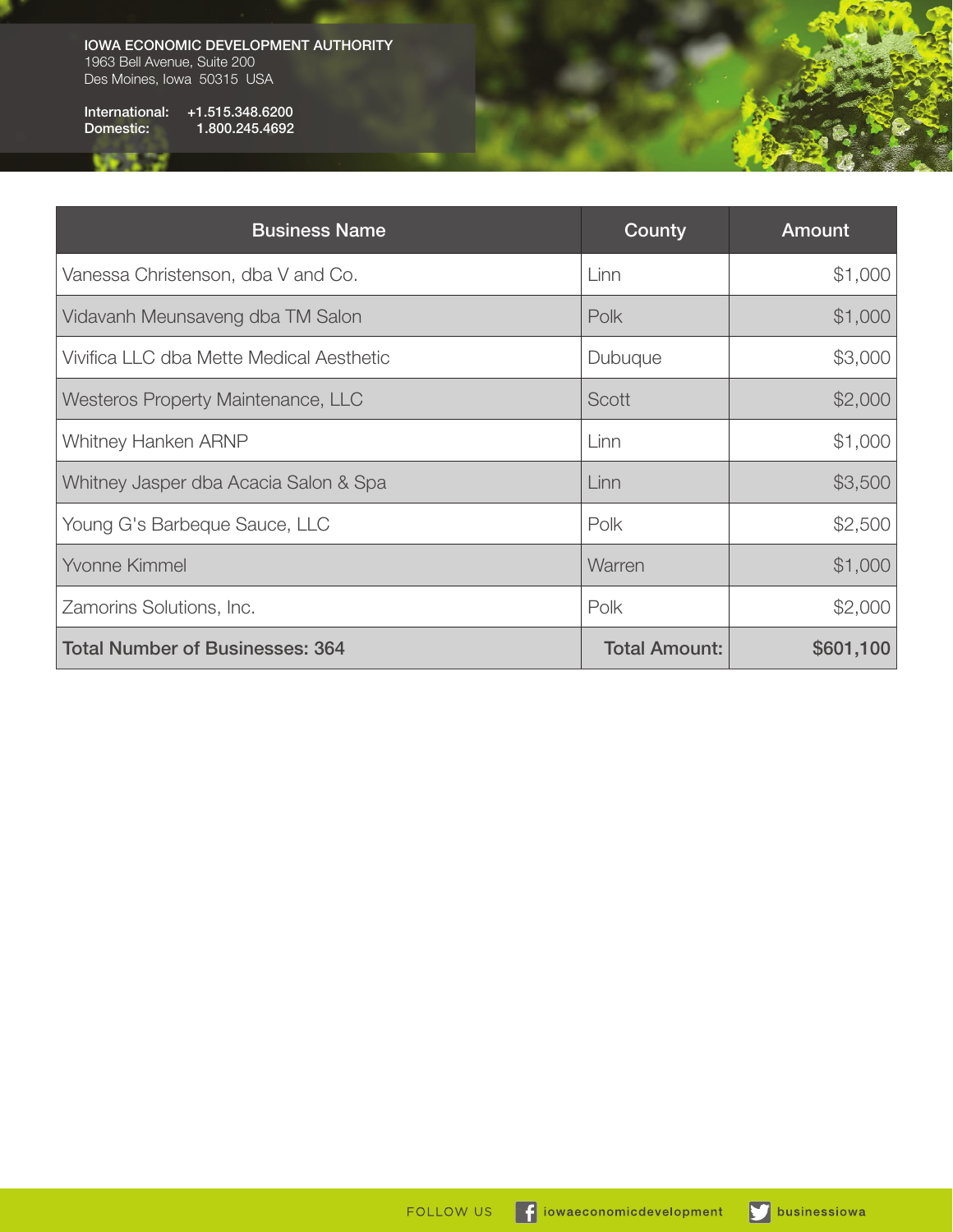IOWA ECONOMIC DEVELOPMENT AUTHORITY
1963 Bell Avenue, Suite 200
Des Moines, Iowa 50315 USA

International: +1.515.348.6200
Domestic: 1.800.245.4692

| Business Name | County | Amount |
|---|---|---|
| Vanessa Christenson, dba V and Co. | Linn | $1,000 |
| Vidavanh Meunsaveng dba TM Salon | Polk | $1,000 |
| Vivifica LLC dba Mette Medical Aesthetic | Dubuque | $3,000 |
| Westeros Property Maintenance, LLC | Scott | $2,000 |
| Whitney Hanken ARNP | Linn | $1,000 |
| Whitney Jasper dba Acacia Salon & Spa | Linn | $3,500 |
| Young G's Barbeque Sauce, LLC | Polk | $2,500 |
| Yvonne Kimmel | Warren | $1,000 |
| Zamorins Solutions, Inc. | Polk | $2,000 |
| **Total Number of Businesses: 364** | **Total Amount:** | **$601,100** |

FOLLOW US iowaeconomicdevelopment businessiowa